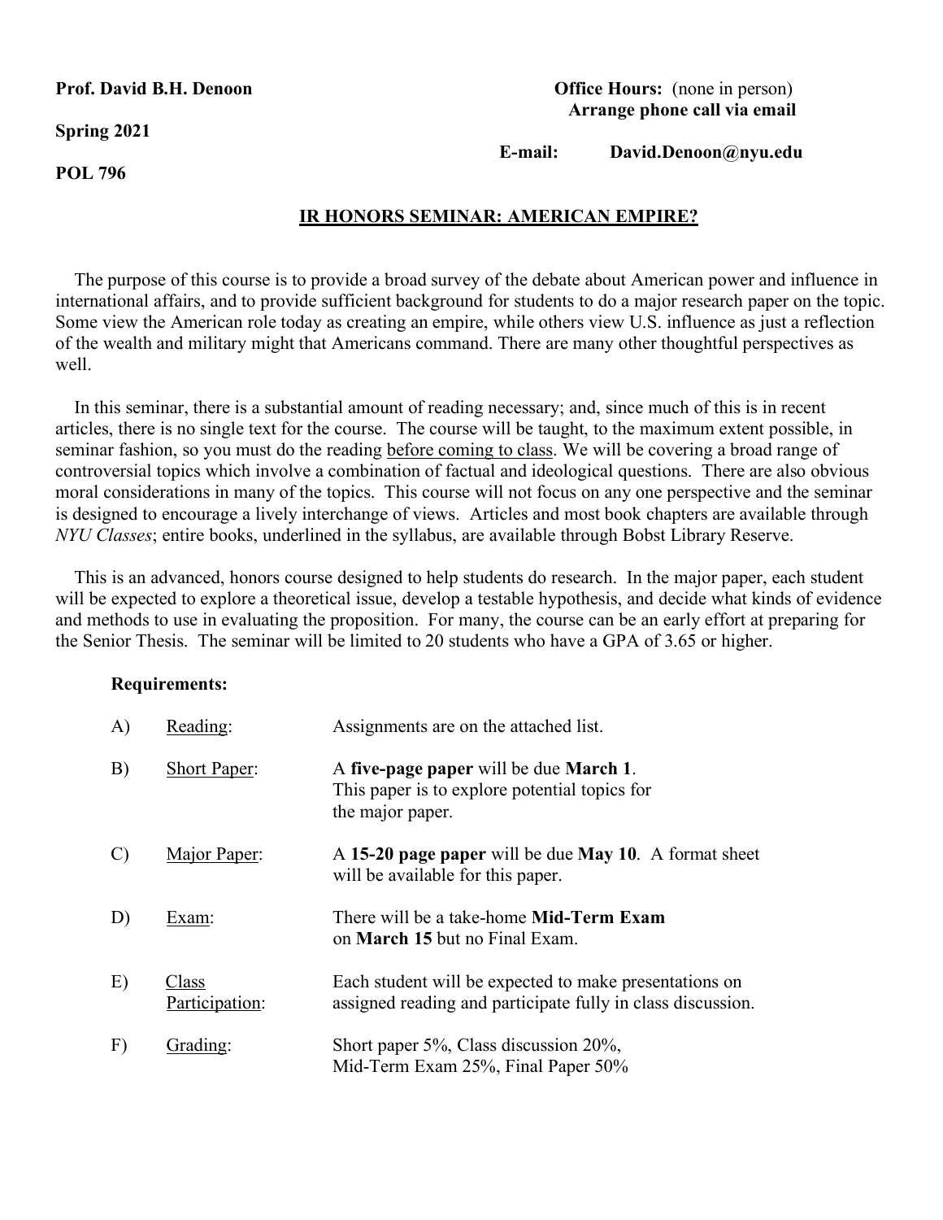**Prof. David B.H. Denoon**

**Spring 2021**

**POL 796**

**Office Hours:** (none in person)
**Arrange phone call via email**

**E-mail:** **David.Denoon@nyu.edu**

## IR HONORS SEMINAR: AMERICAN EMPIRE?

The purpose of this course is to provide a broad survey of the debate about American power and influence in international affairs, and to provide sufficient background for students to do a major research paper on the topic. Some view the American role today as creating an empire, while others view U.S. influence as just a reflection of the wealth and military might that Americans command. There are many other thoughtful perspectives as well.

In this seminar, there is a substantial amount of reading necessary; and, since much of this is in recent articles, there is no single text for the course. The course will be taught, to the maximum extent possible, in seminar fashion, so you must do the reading before coming to class. We will be covering a broad range of controversial topics which involve a combination of factual and ideological questions. There are also obvious moral considerations in many of the topics. This course will not focus on any one perspective and the seminar is designed to encourage a lively interchange of views. Articles and most book chapters are available through *NYU Classes*; entire books, underlined in the syllabus, are available through Bobst Library Reserve.

This is an advanced, honors course designed to help students do research. In the major paper, each student will be expected to explore a theoretical issue, develop a testable hypothesis, and decide what kinds of evidence and methods to use in evaluating the proposition. For many, the course can be an early effort at preparing for the Senior Thesis. The seminar will be limited to 20 students who have a GPA of 3.65 or higher.

**Requirements:**

A) Reading: Assignments are on the attached list.

B) Short Paper: A **five-page paper** will be due **March 1**. This paper is to explore potential topics for the major paper.

C) Major Paper: A **15-20 page paper** will be due **May 10**. A format sheet will be available for this paper.

D) Exam: There will be a take-home **Mid-Term Exam** on **March 15** but no Final Exam.

E) Class Participation: Each student will be expected to make presentations on assigned reading and participate fully in class discussion.

F) Grading: Short paper 5%, Class discussion 20%, Mid-Term Exam 25%, Final Paper 50%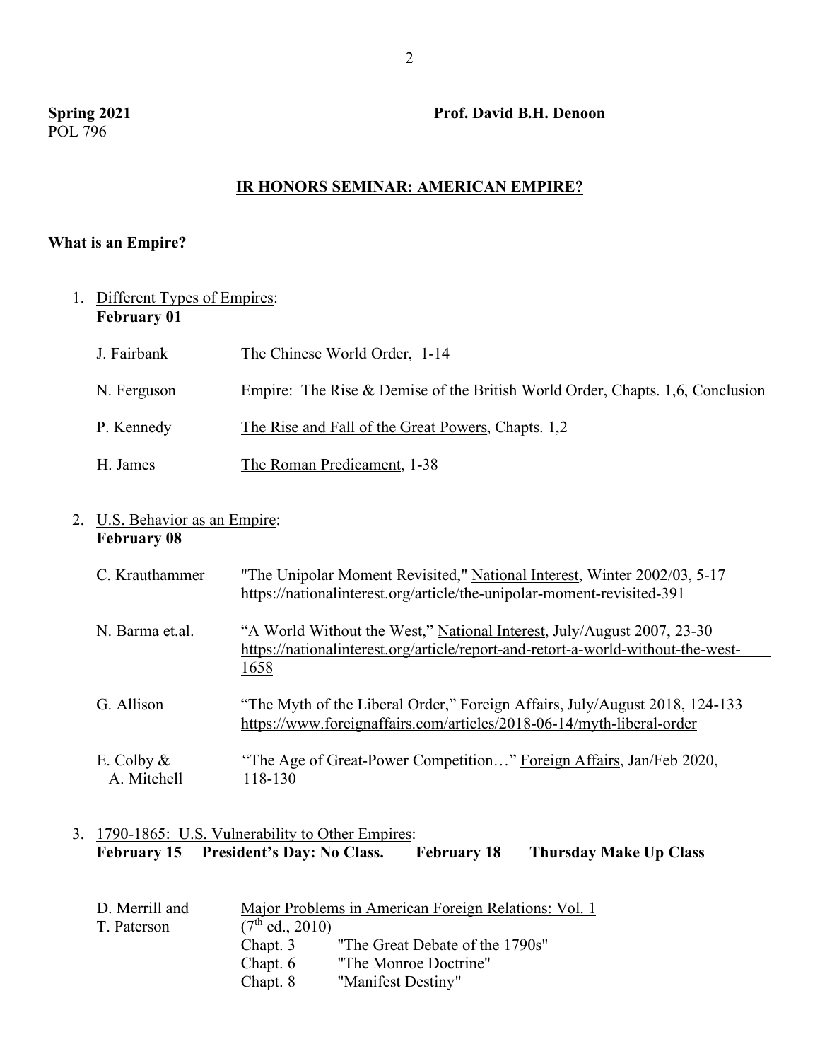**Spring 2021** **Prof. David B.H. Denoon**
POL 796

## IR HONORS SEMINAR: AMERICAN EMPIRE?

### What is an Empire?

1. Different Types of Empires:
   **February 01**

   | | |
   |---|---|
   | J. Fairbank | The Chinese World Order, 1-14 |
   | N. Ferguson | Empire: The Rise & Demise of the British World Order, Chapts. 1,6, Conclusion |
   | P. Kennedy | The Rise and Fall of the Great Powers, Chapts. 1,2 |
   | H. James | The Roman Predicament, 1-38 |

2. U.S. Behavior as an Empire:
   **February 08**

   | | |
   |---|---|
   | C. Krauthammer | "The Unipolar Moment Revisited," National Interest, Winter 2002/03, 5-17 https://nationalinterest.org/article/the-unipolar-moment-revisited-391 |
   | N. Barma et.al. | "A World Without the West," National Interest, July/August 2007, 23-30 https://nationalinterest.org/article/report-and-retort-a-world-without-the-west-1658 |
   | G. Allison | "The Myth of the Liberal Order," Foreign Affairs, July/August 2018, 124-133 https://www.foreignaffairs.com/articles/2018-06-14/myth-liberal-order |
   | E. Colby & A. Mitchell | "The Age of Great-Power Competition…" Foreign Affairs, Jan/Feb 2020, 118-130 |

3. 1790-1865: U.S. Vulnerability to Other Empires:
   **February 15 President's Day: No Class. February 18 Thursday Make Up Class**

   D. Merrill and T. Paterson — Major Problems in American Foreign Relations: Vol. 1 (7th ed., 2010)

   | | |
   |---|---|
   | Chapt. 3 | "The Great Debate of the 1790s" |
   | Chapt. 6 | "The Monroe Doctrine" |
   | Chapt. 8 | "Manifest Destiny" |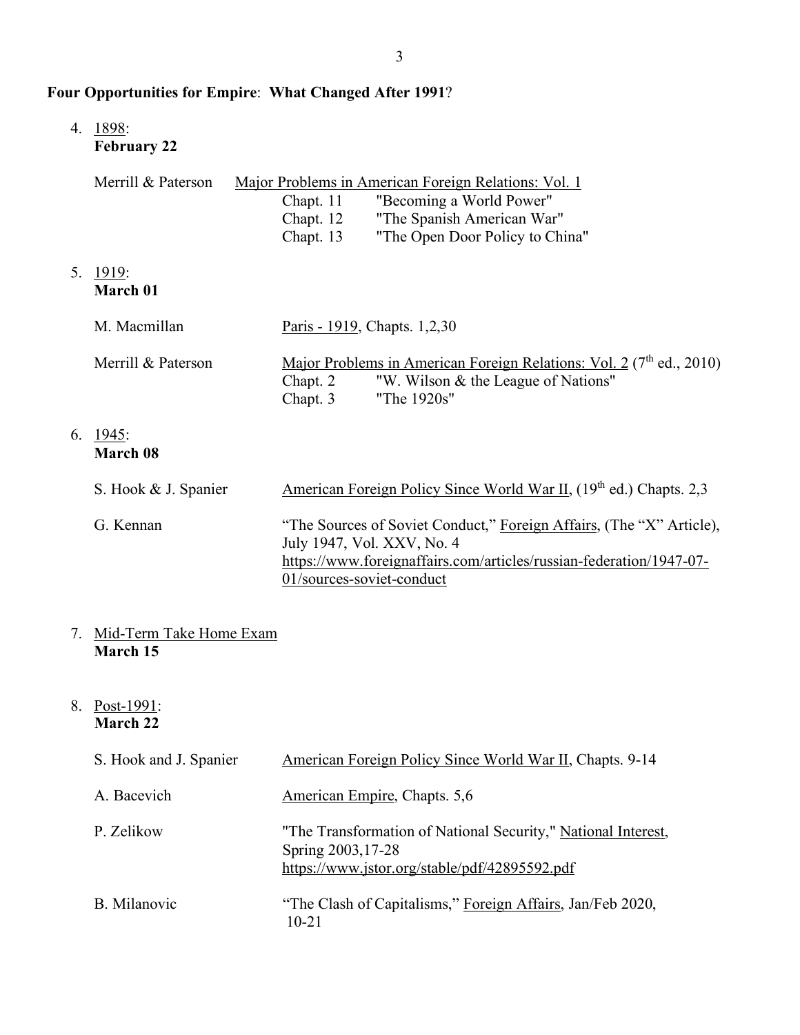**Four Opportunities for Empire**: **What Changed After 1991**?

4. 1898:
   **February 22**

   Merrill & Paterson — Major Problems in American Foreign Relations: Vol. 1
   - Chapt. 11 "Becoming a World Power"
   - Chapt. 12 "The Spanish American War"
   - Chapt. 13 "The Open Door Policy to China"

5. 1919:
   **March 01**

   M. Macmillan — Paris - 1919, Chapts. 1,2,30

   Merrill & Paterson — Major Problems in American Foreign Relations: Vol. 2 (7th ed., 2010)
   - Chapt. 2 "W. Wilson & the League of Nations"
   - Chapt. 3 "The 1920s"

6. 1945:
   **March 08**

   S. Hook & J. Spanier — American Foreign Policy Since World War II, (19th ed.) Chapts. 2,3

   G. Kennan — "The Sources of Soviet Conduct," Foreign Affairs, (The "X" Article), July 1947, Vol. XXV, No. 4
   https://www.foreignaffairs.com/articles/russian-federation/1947-07-01/sources-soviet-conduct

7. Mid-Term Take Home Exam
   **March 15**

8. Post-1991:
   **March 22**

   S. Hook and J. Spanier — American Foreign Policy Since World War II, Chapts. 9-14

   A. Bacevich — American Empire, Chapts. 5,6

   P. Zelikow — "The Transformation of National Security," National Interest, Spring 2003,17-28
   https://www.jstor.org/stable/pdf/42895592.pdf

   B. Milanovic — "The Clash of Capitalisms," Foreign Affairs, Jan/Feb 2020, 10-21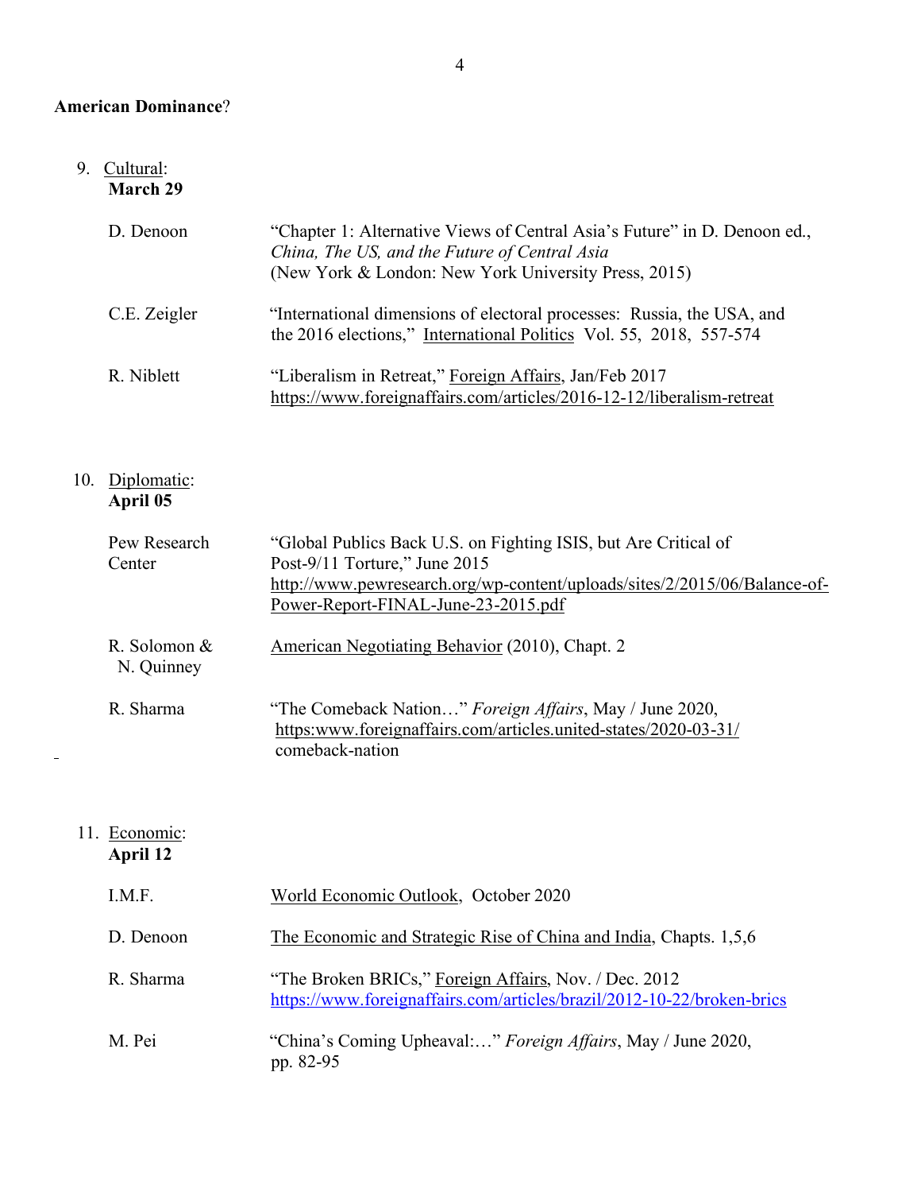**American Dominance**?

9. Cultural:
   **March 29**

| | |
|---|---|
| D. Denoon | "Chapter 1: Alternative Views of Central Asia's Future" in D. Denoon ed., *China, The US, and the Future of Central Asia* (New York & London: New York University Press, 2015) |
| C.E. Zeigler | "International dimensions of electoral processes: Russia, the USA, and the 2016 elections," International Politics Vol. 55, 2018, 557-574 |
| R. Niblett | "Liberalism in Retreat," Foreign Affairs, Jan/Feb 2017 https://www.foreignaffairs.com/articles/2016-12-12/liberalism-retreat |

10. Diplomatic:
    **April 05**

| | |
|---|---|
| Pew Research Center | "Global Publics Back U.S. on Fighting ISIS, but Are Critical of Post-9/11 Torture," June 2015 http://www.pewresearch.org/wp-content/uploads/sites/2/2015/06/Balance-of-Power-Report-FINAL-June-23-2015.pdf |
| R. Solomon & N. Quinney | American Negotiating Behavior (2010), Chapt. 2 |
| R. Sharma | "The Comeback Nation…" *Foreign Affairs*, May / June 2020, https:www.foreignaffairs.com/articles.united-states/2020-03-31/ comeback-nation |

11. Economic:
    **April 12**

| | |
|---|---|
| I.M.F. | World Economic Outlook, October 2020 |
| D. Denoon | The Economic and Strategic Rise of China and India, Chapts. 1,5,6 |
| R. Sharma | "The Broken BRICs," Foreign Affairs, Nov. / Dec. 2012 https://www.foreignaffairs.com/articles/brazil/2012-10-22/broken-brics |
| M. Pei | "China's Coming Upheaval:…" *Foreign Affairs*, May / June 2020, pp. 82-95 |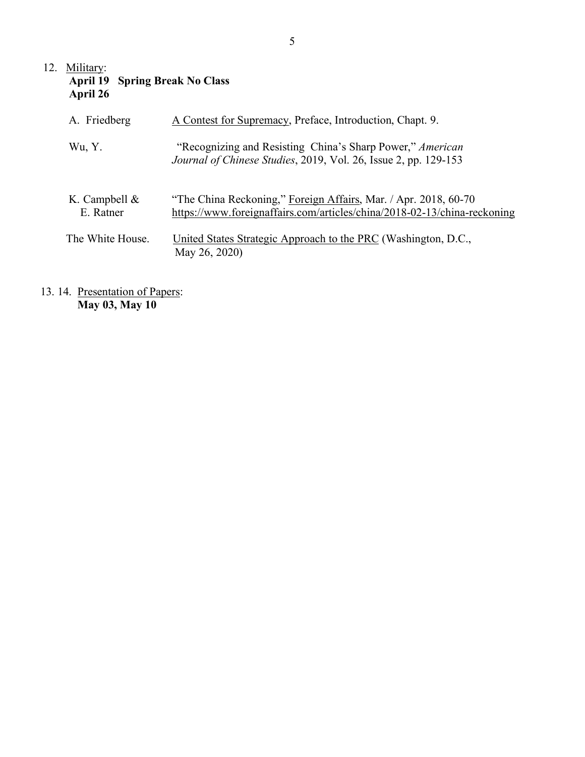12. <u>Military</u>:
    **April 19 Spring Break No Class**
    **April 26**

| | |
|---|---|
| A. Friedberg | <u>A Contest for Supremacy</u>, Preface, Introduction, Chapt. 9. |
| Wu, Y. | "Recognizing and Resisting China's Sharp Power," *American Journal of Chinese Studies*, 2019, Vol. 26, Issue 2, pp. 129-153 |
| K. Campbell & E. Ratner | "The China Reckoning," <u>Foreign Affairs</u>, Mar. / Apr. 2018, 60-70 https://www.foreignaffairs.com/articles/china/2018-02-13/china-reckoning |
| The White House. | <u>United States Strategic Approach to the PRC</u> (Washington, D.C., May 26, 2020) |

13. 14. <u>Presentation of Papers</u>:
    **May 03, May 10**